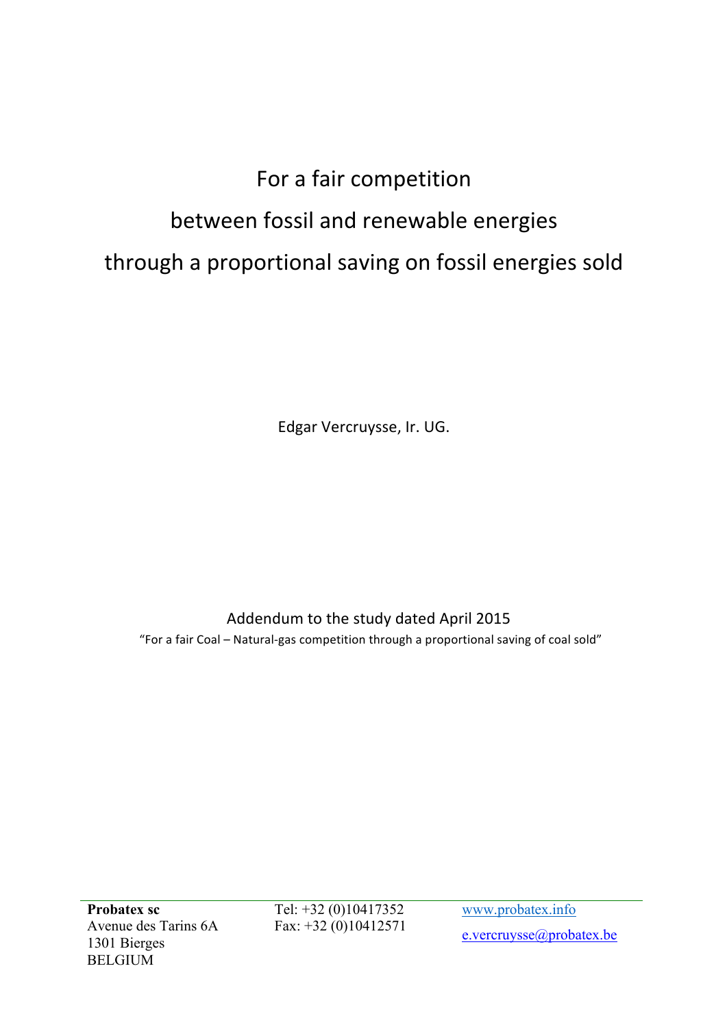# For a fair competition between fossil and renewable energies through a proportional saving on fossil energies sold

Edgar Vercruysse, Ir. UG.

Addendum to the study dated April 2015

"For a fair Coal – Natural-gas competition through a proportional saving of coal sold"

**Probatex sc**
Avenue des Tarins 6A
1301 Bierges
BELGIUM

Tel: +32 (0)10417352
Fax: +32 (0)10412571

www.probatex.info
e.vercruysse@probatex.be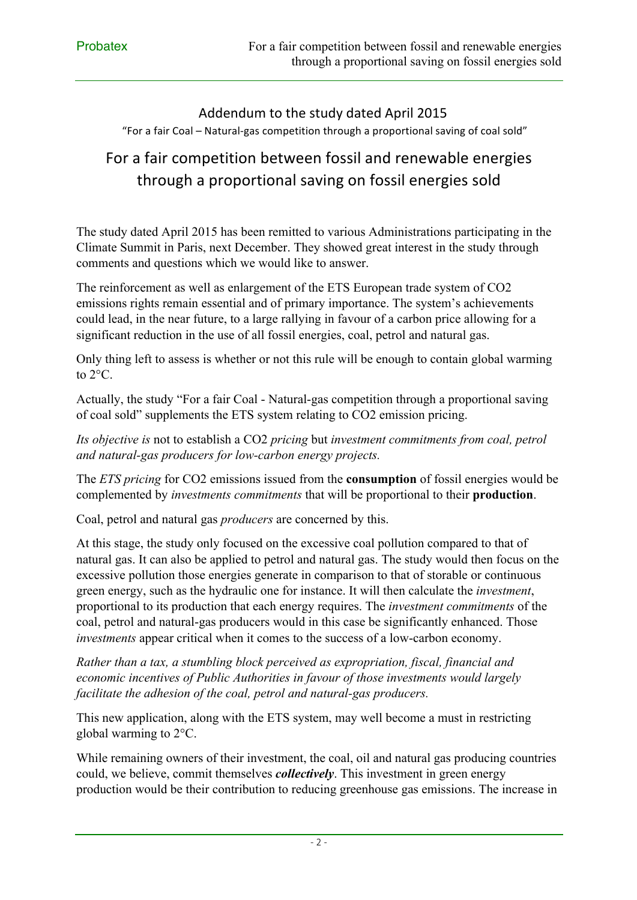Addendum to the study dated April 2015

"For a fair Coal – Natural-gas competition through a proportional saving of coal sold"

# For a fair competition between fossil and renewable energies through a proportional saving on fossil energies sold

The study dated April 2015 has been remitted to various Administrations participating in the Climate Summit in Paris, next December. They showed great interest in the study through comments and questions which we would like to answer.

The reinforcement as well as enlargement of the ETS European trade system of $CO_2$ emissions rights remain essential and of primary importance. The system's achievements could lead, in the near future, to a large rallying in favour of a carbon price allowing for a significant reduction in the use of all fossil energies, coal, petrol and natural gas.

Only thing left to assess is whether or not this rule will be enough to contain global warming to 2°C.

Actually, the study "For a fair Coal - Natural-gas competition through a proportional saving of coal sold" supplements the ETS system relating to $CO_2$ emission pricing.

*Its objective is* not to establish a $CO_2$ *pricing* but *investment commitments from coal, petrol and natural-gas producers for low-carbon energy projects.*

The *ETS pricing* for $CO_2$ emissions issued from the **consumption** of fossil energies would be complemented by *investments commitments* that will be proportional to their **production**.

Coal, petrol and natural gas *producers* are concerned by this.

At this stage, the study only focused on the excessive coal pollution compared to that of natural gas. It can also be applied to petrol and natural gas. The study would then focus on the excessive pollution those energies generate in comparison to that of storable or continuous green energy, such as the hydraulic one for instance. It will then calculate the *investment*, proportional to its production that each energy requires. The *investment commitments* of the coal, petrol and natural-gas producers would in this case be significantly enhanced. Those *investments* appear critical when it comes to the success of a low-carbon economy.

*Rather than a tax, a stumbling block perceived as expropriation, fiscal, financial and economic incentives of Public Authorities in favour of those investments would largely facilitate the adhesion of the coal, petrol and natural-gas producers.*

This new application, along with the ETS system, may well become a must in restricting global warming to 2°C.

While remaining owners of their investment, the coal, oil and natural gas producing countries could, we believe, commit themselves ***collectively***. This investment in green energy production would be their contribution to reducing greenhouse gas emissions. The increase in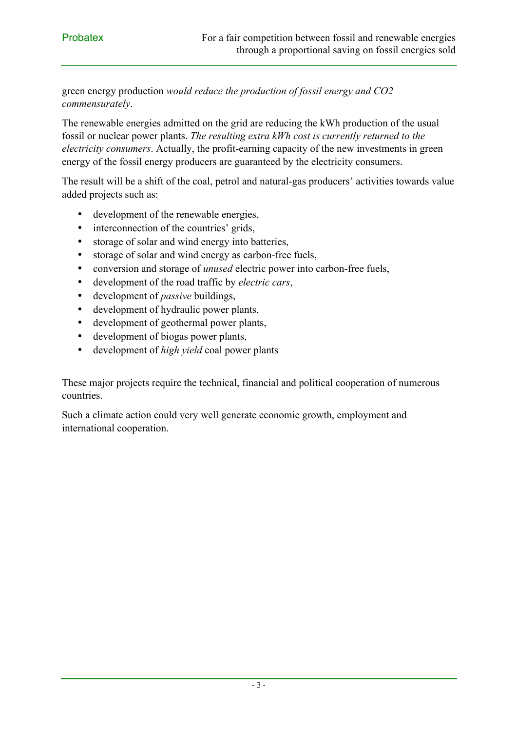green energy production *would reduce the production of fossil energy and CO2 commensurately*.

The renewable energies admitted on the grid are reducing the kWh production of the usual fossil or nuclear power plants. *The resulting extra kWh cost is currently returned to the electricity consumers*. Actually, the profit-earning capacity of the new investments in green energy of the fossil energy producers are guaranteed by the electricity consumers.

The result will be a shift of the coal, petrol and natural-gas producers' activities towards value added projects such as:

- development of the renewable energies,
- interconnection of the countries' grids,
- storage of solar and wind energy into batteries,
- storage of solar and wind energy as carbon-free fuels,
- conversion and storage of *unused* electric power into carbon-free fuels,
- development of the road traffic by *electric cars*,
- development of *passive* buildings,
- development of hydraulic power plants,
- development of geothermal power plants,
- development of biogas power plants,
- development of *high yield* coal power plants

These major projects require the technical, financial and political cooperation of numerous countries.

Such a climate action could very well generate economic growth, employment and international cooperation.